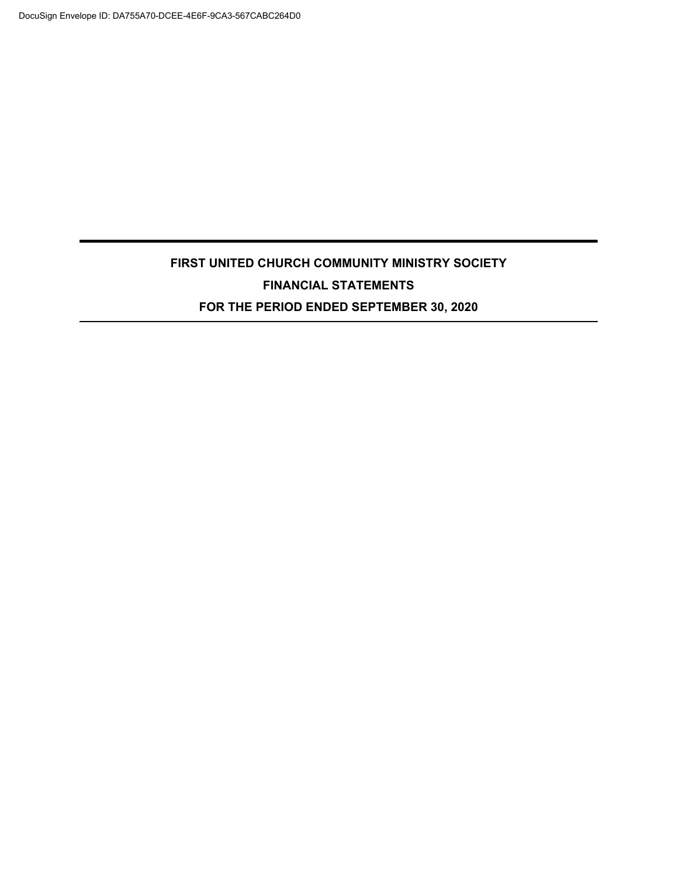# FIRST UNITED CHURCH COMMUNITY MINISTRY SOCIETY

## FINANCIAL STATEMENTS

## FOR THE PERIOD ENDED SEPTEMBER 30, 2020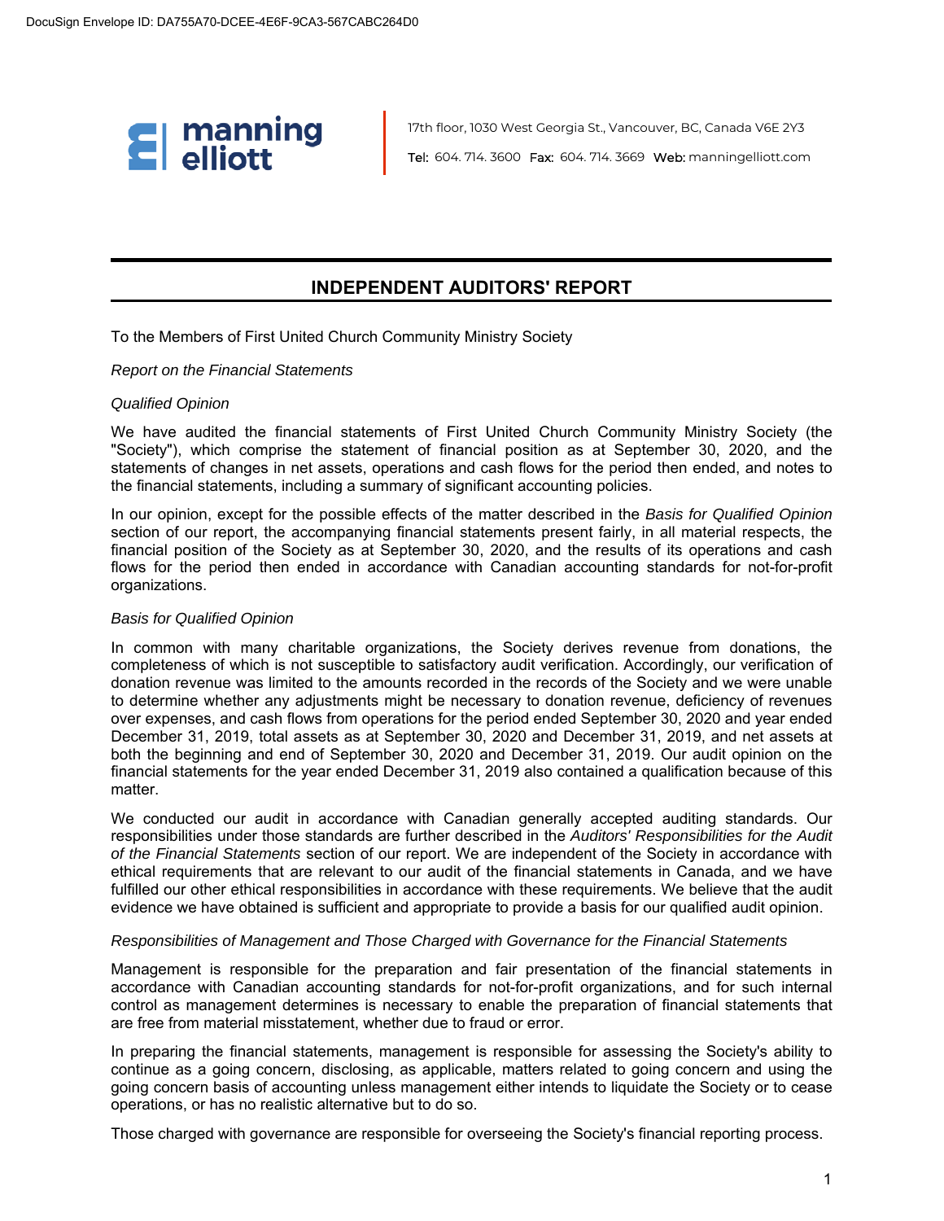manning elliott

17th floor, 1030 West Georgia St., Vancouver, BC, Canada V6E 2Y3

Tel: 604. 714. 3600 Fax: 604. 714. 3669 Web: manningelliott.com

## INDEPENDENT AUDITORS' REPORT

To the Members of First United Church Community Ministry Society

*Report on the Financial Statements*

*Qualified Opinion*

We have audited the financial statements of First United Church Community Ministry Society (the "Society"), which comprise the statement of financial position as at September 30, 2020, and the statements of changes in net assets, operations and cash flows for the period then ended, and notes to the financial statements, including a summary of significant accounting policies.

In our opinion, except for the possible effects of the matter described in the *Basis for Qualified Opinion* section of our report, the accompanying financial statements present fairly, in all material respects, the financial position of the Society as at September 30, 2020, and the results of its operations and cash flows for the period then ended in accordance with Canadian accounting standards for not-for-profit organizations.

*Basis for Qualified Opinion*

In common with many charitable organizations, the Society derives revenue from donations, the completeness of which is not susceptible to satisfactory audit verification. Accordingly, our verification of donation revenue was limited to the amounts recorded in the records of the Society and we were unable to determine whether any adjustments might be necessary to donation revenue, deficiency of revenues over expenses, and cash flows from operations for the period ended September 30, 2020 and year ended December 31, 2019, total assets as at September 30, 2020 and December 31, 2019, and net assets at both the beginning and end of September 30, 2020 and December 31, 2019. Our audit opinion on the financial statements for the year ended December 31, 2019 also contained a qualification because of this matter.

We conducted our audit in accordance with Canadian generally accepted auditing standards. Our responsibilities under those standards are further described in the *Auditors' Responsibilities for the Audit of the Financial Statements* section of our report. We are independent of the Society in accordance with ethical requirements that are relevant to our audit of the financial statements in Canada, and we have fulfilled our other ethical responsibilities in accordance with these requirements. We believe that the audit evidence we have obtained is sufficient and appropriate to provide a basis for our qualified audit opinion.

*Responsibilities of Management and Those Charged with Governance for the Financial Statements*

Management is responsible for the preparation and fair presentation of the financial statements in accordance with Canadian accounting standards for not-for-profit organizations, and for such internal control as management determines is necessary to enable the preparation of financial statements that are free from material misstatement, whether due to fraud or error.

In preparing the financial statements, management is responsible for assessing the Society's ability to continue as a going concern, disclosing, as applicable, matters related to going concern and using the going concern basis of accounting unless management either intends to liquidate the Society or to cease operations, or has no realistic alternative but to do so.

Those charged with governance are responsible for overseeing the Society's financial reporting process.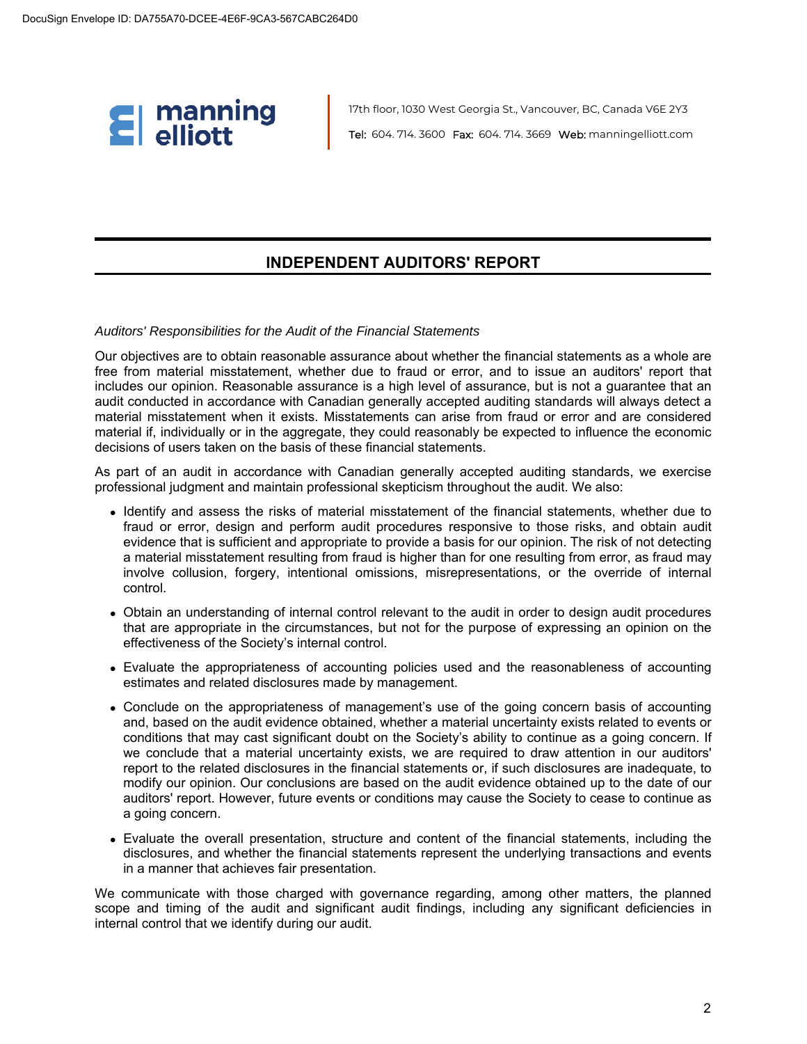manning elliott

17th floor, 1030 West Georgia St., Vancouver, BC, Canada V6E 2Y3

Tel: 604. 714. 3600 Fax: 604. 714. 3669 Web: manningelliott.com

## INDEPENDENT AUDITORS' REPORT

*Auditors' Responsibilities for the Audit of the Financial Statements*

Our objectives are to obtain reasonable assurance about whether the financial statements as a whole are free from material misstatement, whether due to fraud or error, and to issue an auditors' report that includes our opinion. Reasonable assurance is a high level of assurance, but is not a guarantee that an audit conducted in accordance with Canadian generally accepted auditing standards will always detect a material misstatement when it exists. Misstatements can arise from fraud or error and are considered material if, individually or in the aggregate, they could reasonably be expected to influence the economic decisions of users taken on the basis of these financial statements.

As part of an audit in accordance with Canadian generally accepted auditing standards, we exercise professional judgment and maintain professional skepticism throughout the audit. We also:

- Identify and assess the risks of material misstatement of the financial statements, whether due to fraud or error, design and perform audit procedures responsive to those risks, and obtain audit evidence that is sufficient and appropriate to provide a basis for our opinion. The risk of not detecting a material misstatement resulting from fraud is higher than for one resulting from error, as fraud may involve collusion, forgery, intentional omissions, misrepresentations, or the override of internal control.
- Obtain an understanding of internal control relevant to the audit in order to design audit procedures that are appropriate in the circumstances, but not for the purpose of expressing an opinion on the effectiveness of the Society's internal control.
- Evaluate the appropriateness of accounting policies used and the reasonableness of accounting estimates and related disclosures made by management.
- Conclude on the appropriateness of management's use of the going concern basis of accounting and, based on the audit evidence obtained, whether a material uncertainty exists related to events or conditions that may cast significant doubt on the Society's ability to continue as a going concern. If we conclude that a material uncertainty exists, we are required to draw attention in our auditors' report to the related disclosures in the financial statements or, if such disclosures are inadequate, to modify our opinion. Our conclusions are based on the audit evidence obtained up to the date of our auditors' report. However, future events or conditions may cause the Society to cease to continue as a going concern.
- Evaluate the overall presentation, structure and content of the financial statements, including the disclosures, and whether the financial statements represent the underlying transactions and events in a manner that achieves fair presentation.

We communicate with those charged with governance regarding, among other matters, the planned scope and timing of the audit and significant audit findings, including any significant deficiencies in internal control that we identify during our audit.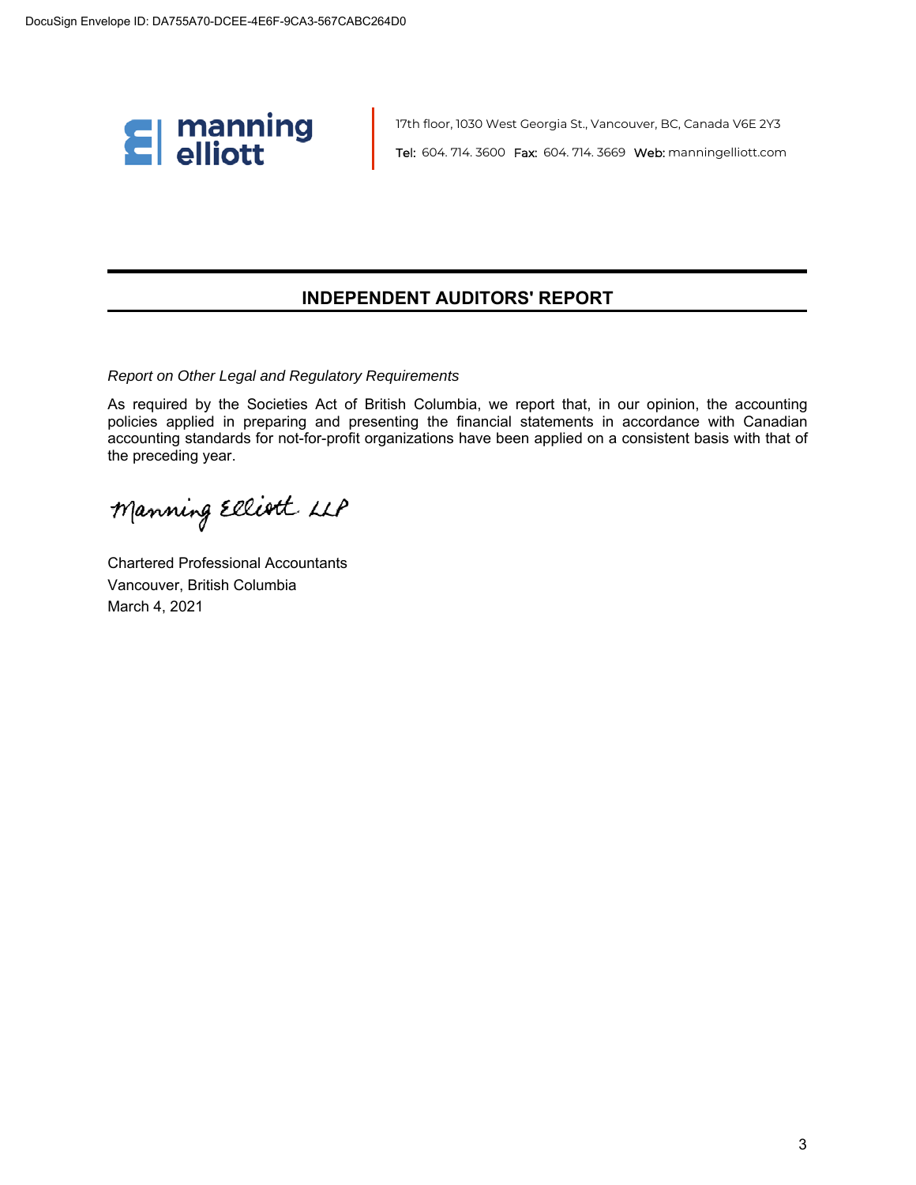manning elliott

17th floor, 1030 West Georgia St., Vancouver, BC, Canada V6E 2Y3

Tel: 604. 714. 3600 Fax: 604. 714. 3669 Web: manningelliott.com

## INDEPENDENT AUDITORS' REPORT

*Report on Other Legal and Regulatory Requirements*

As required by the Societies Act of British Columbia, we report that, in our opinion, the accounting policies applied in preparing and presenting the financial statements in accordance with Canadian accounting standards for not-for-profit organizations have been applied on a consistent basis with that of the preceding year.

Manning Elliott LLP

Chartered Professional Accountants
Vancouver, British Columbia
March 4, 2021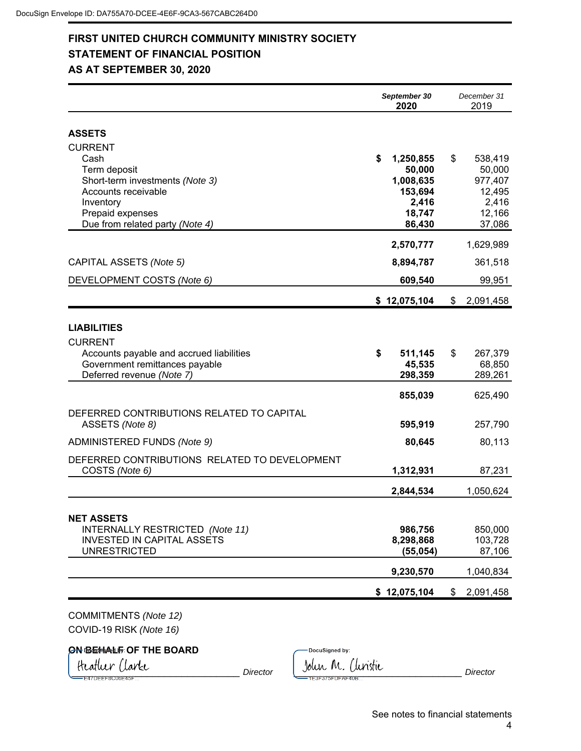# FIRST UNITED CHURCH COMMUNITY MINISTRY SOCIETY

## STATEMENT OF FINANCIAL POSITION

## AS AT SEPTEMBER 30, 2020

| | *September 30* **2020** | *December 31* 2019 |
|---|---|---|
| **ASSETS** | | |
| CURRENT | | |
| Cash | **$ 1,250,855** | $ 538,419 |
| Term deposit | **50,000** | 50,000 |
| Short-term investments *(Note 3)* | **1,008,635** | 977,407 |
| Accounts receivable | **153,694** | 12,495 |
| Inventory | **2,416** | 2,416 |
| Prepaid expenses | **18,747** | 12,166 |
| Due from related party *(Note 4)* | **86,430** | 37,086 |
| | **2,570,777** | 1,629,989 |
| CAPITAL ASSETS *(Note 5)* | **8,894,787** | 361,518 |
| DEVELOPMENT COSTS *(Note 6)* | **609,540** | 99,951 |
| | **$ 12,075,104** | $ 2,091,458 |
| **LIABILITIES** | | |
| CURRENT | | |
| Accounts payable and accrued liabilities | **$ 511,145** | $ 267,379 |
| Government remittances payable | **45,535** | 68,850 |
| Deferred revenue *(Note 7)* | **298,359** | 289,261 |
| | **855,039** | 625,490 |
| DEFERRED CONTRIBUTIONS RELATED TO CAPITAL ASSETS *(Note 8)* | **595,919** | 257,790 |
| ADMINISTERED FUNDS *(Note 9)* | **80,645** | 80,113 |
| DEFERRED CONTRIBUTIONS RELATED TO DEVELOPMENT COSTS *(Note 6)* | **1,312,931** | 87,231 |
| | **2,844,534** | 1,050,624 |
| **NET ASSETS** | | |
| INTERNALLY RESTRICTED *(Note 11)* | **986,756** | 850,000 |
| INVESTED IN CAPITAL ASSETS | **8,298,868** | 103,728 |
| UNRESTRICTED | **(55,054)** | 87,106 |
| | **9,230,570** | 1,040,834 |
| | **$ 12,075,104** | $ 2,091,458 |

COMMITMENTS *(Note 12)*

COVID-19 RISK *(Note 16)*

**ON BEHALF OF THE BOARD**

Heather Clarke _____________ *Director*

John M. Christie _____________ *Director*

See notes to financial statements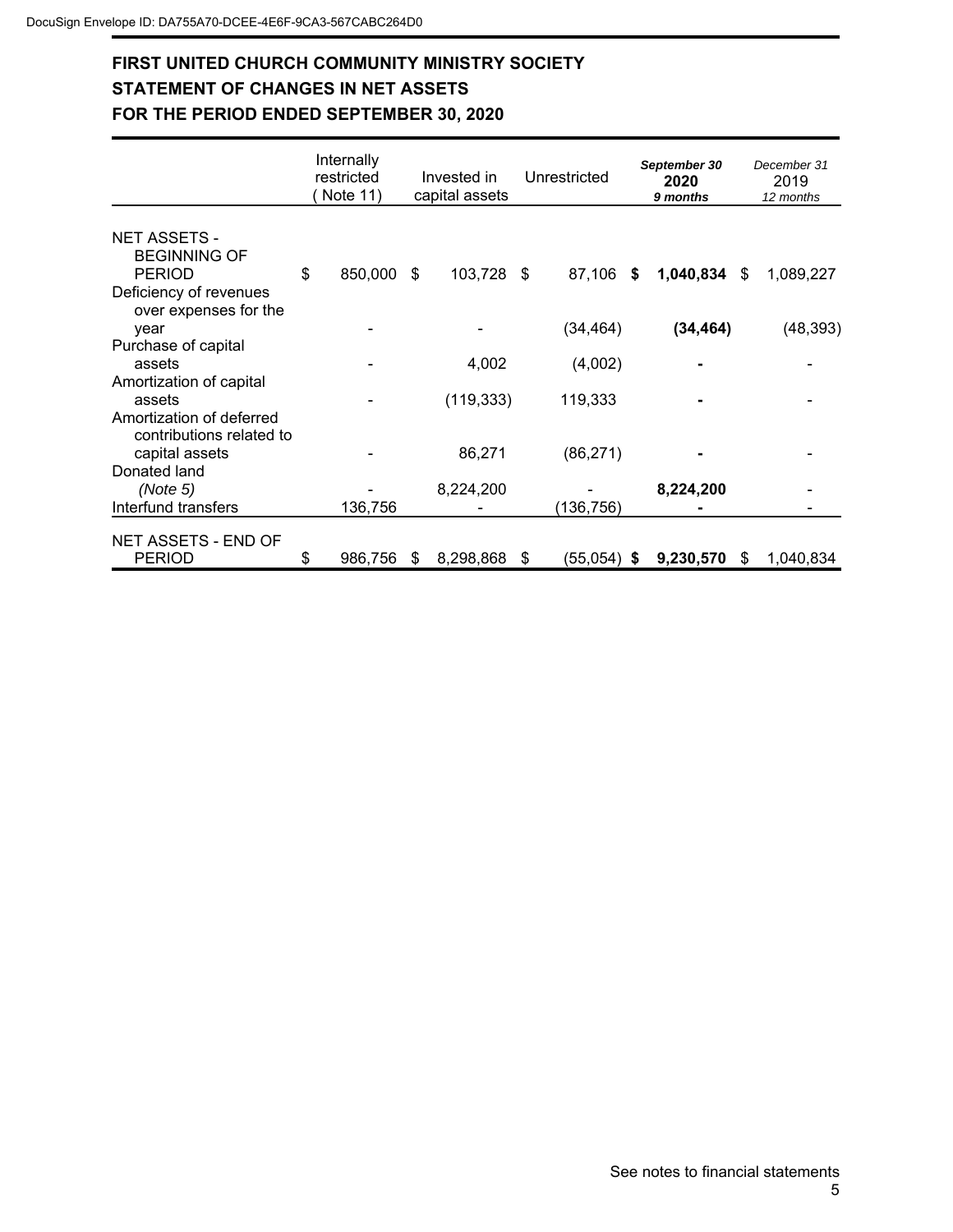DocuSign Envelope ID: DA755A70-DCEE-4E6F-9CA3-567CABC264D0

# FIRST UNITED CHURCH COMMUNITY MINISTRY SOCIETY

## STATEMENT OF CHANGES IN NET ASSETS

## FOR THE PERIOD ENDED SEPTEMBER 30, 2020

| | Internally restricted (Note 11) | Invested in capital assets | Unrestricted | ***September 30* 2020 *9 months*** | *December 31* 2019 *12 months* |
|---|---|---|---|---|---|
| NET ASSETS - BEGINNING OF PERIOD | $ 850,000 | $ 103,728 | $ 87,106 | **$ 1,040,834** | $ 1,089,227 |
| Deficiency of revenues over expenses for the year | - | - | (34,464) | **(34,464)** | (48,393) |
| Purchase of capital assets | - | 4,002 | (4,002) | **-** | - |
| Amortization of capital assets | - | (119,333) | 119,333 | **-** | - |
| Amortization of deferred contributions related to capital assets | - | 86,271 | (86,271) | **-** | - |
| Donated land *(Note 5)* | - | 8,224,200 | - | **8,224,200** | - |
| Interfund transfers | 136,756 | - | (136,756) | **-** | - |
| NET ASSETS - END OF PERIOD | $ 986,756 | $ 8,298,868 | $ (55,054) | **$ 9,230,570** | $ 1,040,834 |

See notes to financial statements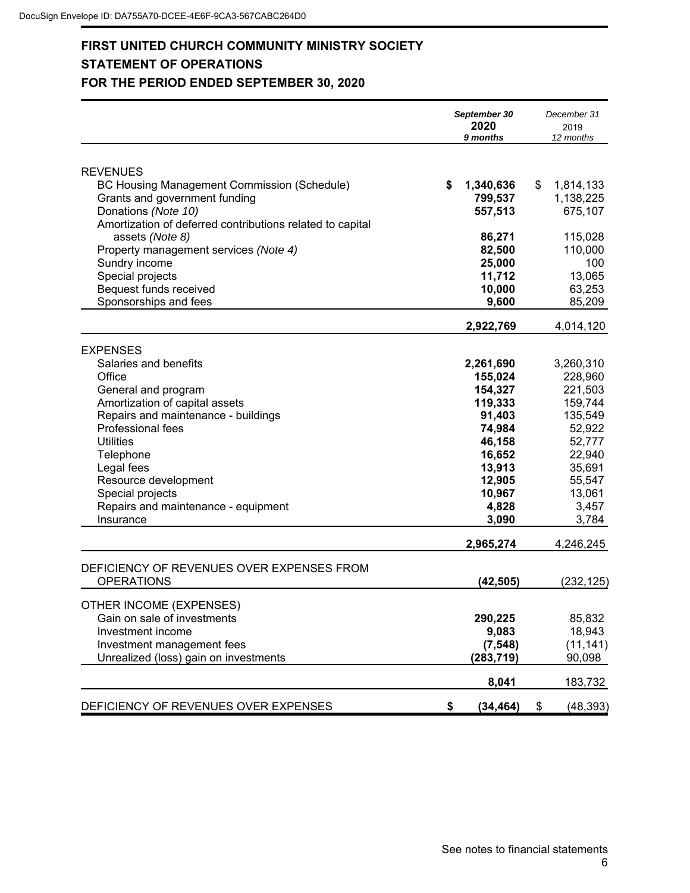# FIRST UNITED CHURCH COMMUNITY MINISTRY SOCIETY

# STATEMENT OF OPERATIONS

# FOR THE PERIOD ENDED SEPTEMBER 30, 2020

| | ***September 30* 2020 *9 months*** | *December 31* 2019 *12 months* |
|---|---|---|
| REVENUES | | |
| BC Housing Management Commission (Schedule) | **$ 1,340,636** | $ 1,814,133 |
| Grants and government funding | **799,537** | 1,138,225 |
| Donations *(Note 10)* | **557,513** | 675,107 |
| Amortization of deferred contributions related to capital assets *(Note 8)* | **86,271** | 115,028 |
| Property management services *(Note 4)* | **82,500** | 110,000 |
| Sundry income | **25,000** | 100 |
| Special projects | **11,712** | 13,065 |
| Bequest funds received | **10,000** | 63,253 |
| Sponsorships and fees | **9,600** | 85,209 |
| | **2,922,769** | 4,014,120 |
| EXPENSES | | |
| Salaries and benefits | **2,261,690** | 3,260,310 |
| Office | **155,024** | 228,960 |
| General and program | **154,327** | 221,503 |
| Amortization of capital assets | **119,333** | 159,744 |
| Repairs and maintenance - buildings | **91,403** | 135,549 |
| Professional fees | **74,984** | 52,922 |
| Utilities | **46,158** | 52,777 |
| Telephone | **16,652** | 22,940 |
| Legal fees | **13,913** | 35,691 |
| Resource development | **12,905** | 55,547 |
| Special projects | **10,967** | 13,061 |
| Repairs and maintenance - equipment | **4,828** | 3,457 |
| Insurance | **3,090** | 3,784 |
| | **2,965,274** | 4,246,245 |
| DEFICIENCY OF REVENUES OVER EXPENSES FROM OPERATIONS | **(42,505)** | (232,125) |
| OTHER INCOME (EXPENSES) | | |
| Gain on sale of investments | **290,225** | 85,832 |
| Investment income | **9,083** | 18,943 |
| Investment management fees | **(7,548)** | (11,141) |
| Unrealized (loss) gain on investments | **(283,719)** | 90,098 |
| | **8,041** | 183,732 |
| DEFICIENCY OF REVENUES OVER EXPENSES | **$ (34,464)** | $ (48,393) |

See notes to financial statements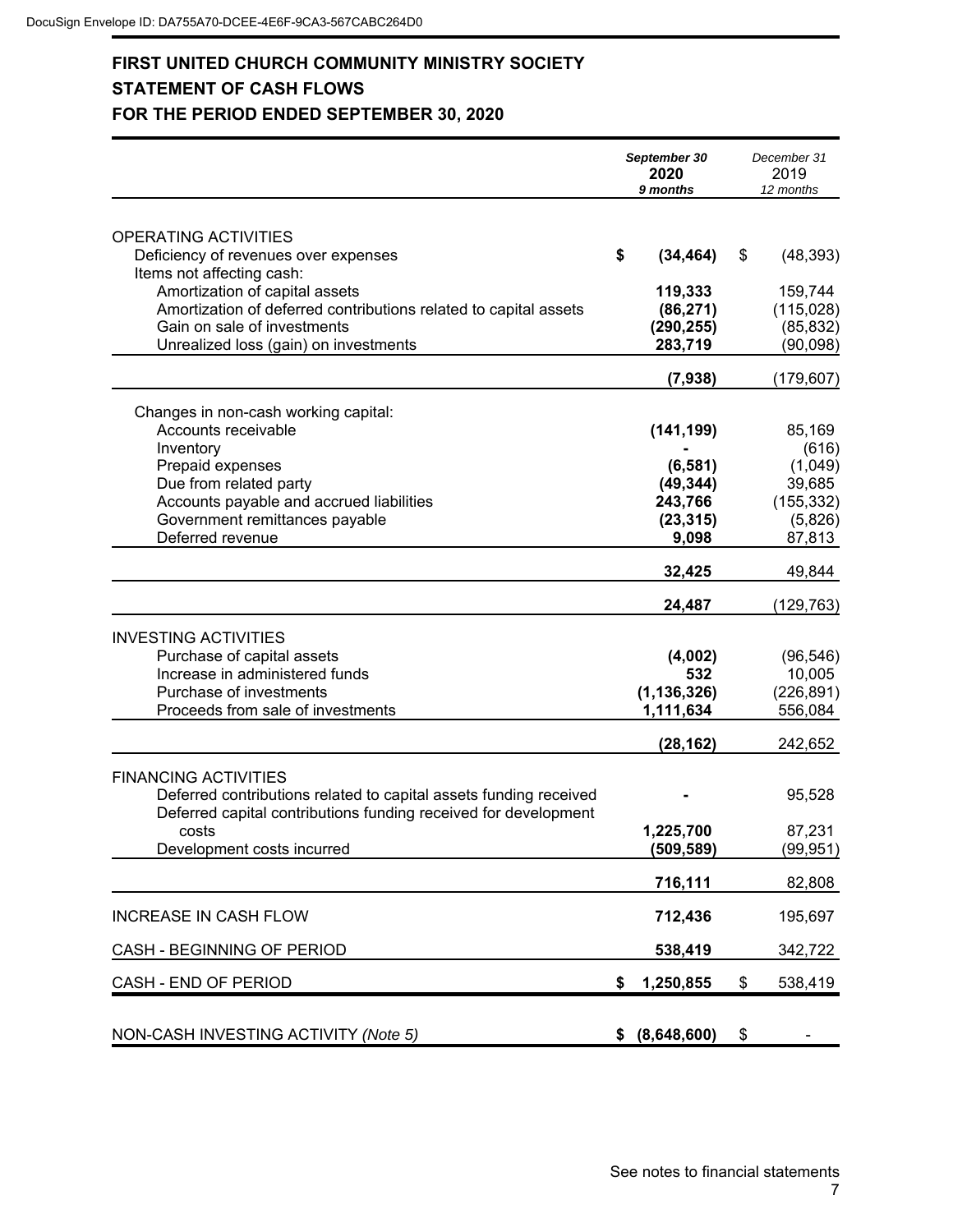DocuSign Envelope ID: DA755A70-DCEE-4E6F-9CA3-567CABC264D0

# FIRST UNITED CHURCH COMMUNITY MINISTRY SOCIETY
## STATEMENT OF CASH FLOWS
## FOR THE PERIOD ENDED SEPTEMBER 30, 2020

| | ***September 30*** **2020** ***9 months*** | *December 31* 2019 *12 months* |
|---|---|---|
| OPERATING ACTIVITIES | | |
| Deficiency of revenues over expenses | **$ (34,464)** | $ (48,393) |
| Items not affecting cash: | | |
| Amortization of capital assets | **119,333** | 159,744 |
| Amortization of deferred contributions related to capital assets | **(86,271)** | (115,028) |
| Gain on sale of investments | **(290,255)** | (85,832) |
| Unrealized loss (gain) on investments | **283,719** | (90,098) |
| | **(7,938)** | (179,607) |
| Changes in non-cash working capital: | | |
| Accounts receivable | **(141,199)** | 85,169 |
| Inventory | **-** | (616) |
| Prepaid expenses | **(6,581)** | (1,049) |
| Due from related party | **(49,344)** | 39,685 |
| Accounts payable and accrued liabilities | **243,766** | (155,332) |
| Government remittances payable | **(23,315)** | (5,826) |
| Deferred revenue | **9,098** | 87,813 |
| | **32,425** | 49,844 |
| | **24,487** | (129,763) |
| INVESTING ACTIVITIES | | |
| Purchase of capital assets | **(4,002)** | (96,546) |
| Increase in administered funds | **532** | 10,005 |
| Purchase of investments | **(1,136,326)** | (226,891) |
| Proceeds from sale of investments | **1,111,634** | 556,084 |
| | **(28,162)** | 242,652 |
| FINANCING ACTIVITIES | | |
| Deferred contributions related to capital assets funding received | **-** | 95,528 |
| Deferred capital contributions funding received for development costs | **1,225,700** | 87,231 |
| Development costs incurred | **(509,589)** | (99,951) |
| | **716,111** | 82,808 |
| INCREASE IN CASH FLOW | **712,436** | 195,697 |
| CASH - BEGINNING OF PERIOD | **538,419** | 342,722 |
| CASH - END OF PERIOD | **$ 1,250,855** | $ 538,419 |
| NON-CASH INVESTING ACTIVITY *(Note 5)* | **$ (8,648,600)** | $ - |

See notes to financial statements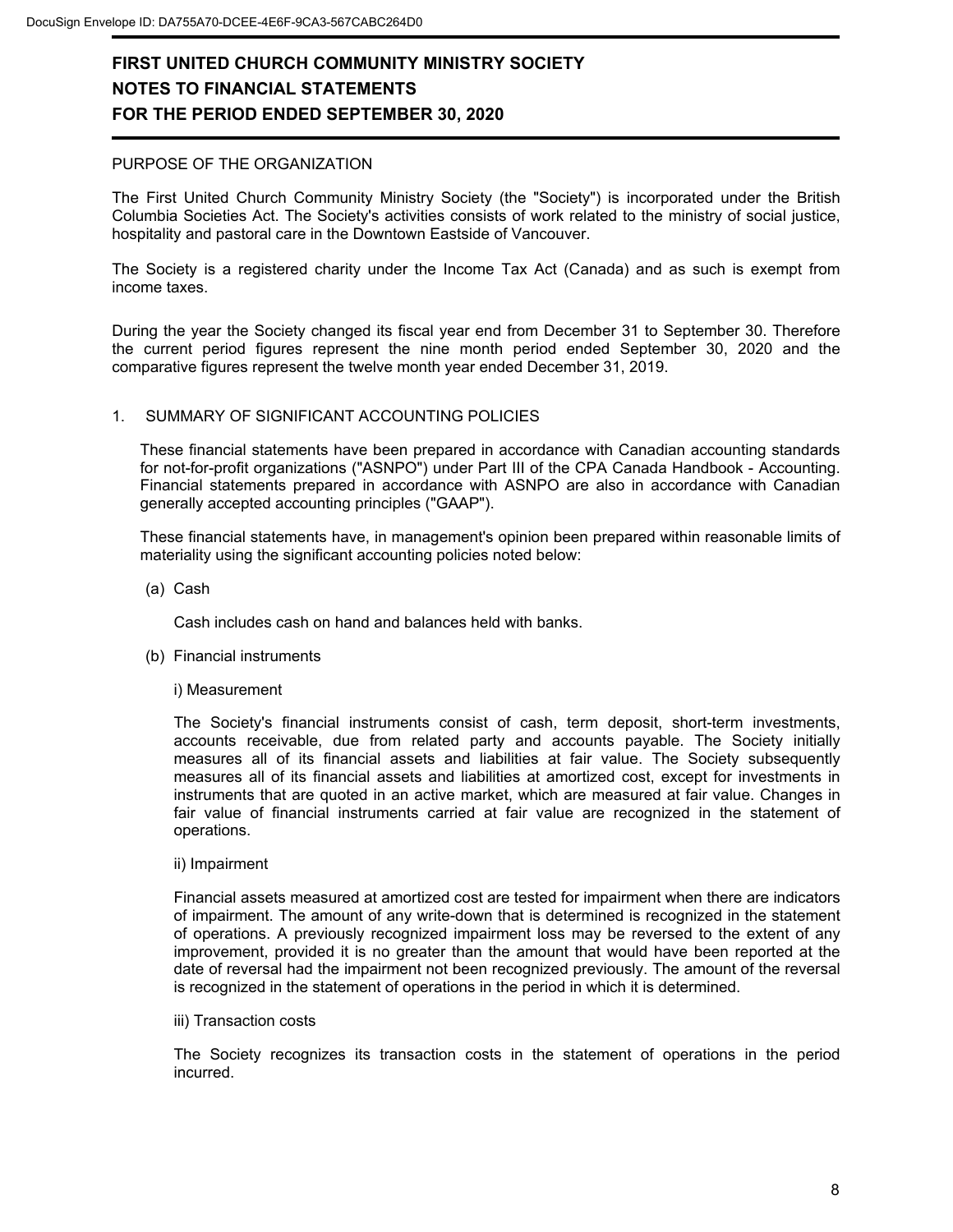# FIRST UNITED CHURCH COMMUNITY MINISTRY SOCIETY
# NOTES TO FINANCIAL STATEMENTS
# FOR THE PERIOD ENDED SEPTEMBER 30, 2020

PURPOSE OF THE ORGANIZATION

The First United Church Community Ministry Society (the "Society") is incorporated under the British Columbia Societies Act. The Society's activities consists of work related to the ministry of social justice, hospitality and pastoral care in the Downtown Eastside of Vancouver.

The Society is a registered charity under the Income Tax Act (Canada) and as such is exempt from income taxes.

During the year the Society changed its fiscal year end from December 31 to September 30. Therefore the current period figures represent the nine month period ended September 30, 2020 and the comparative figures represent the twelve month year ended December 31, 2019.

1. SUMMARY OF SIGNIFICANT ACCOUNTING POLICIES

These financial statements have been prepared in accordance with Canadian accounting standards for not-for-profit organizations ("ASNPO") under Part III of the CPA Canada Handbook - Accounting. Financial statements prepared in accordance with ASNPO are also in accordance with Canadian generally accepted accounting principles ("GAAP").

These financial statements have, in management's opinion been prepared within reasonable limits of materiality using the significant accounting policies noted below:

(a) Cash

Cash includes cash on hand and balances held with banks.

(b) Financial instruments

i) Measurement

The Society's financial instruments consist of cash, term deposit, short-term investments, accounts receivable, due from related party and accounts payable. The Society initially measures all of its financial assets and liabilities at fair value. The Society subsequently measures all of its financial assets and liabilities at amortized cost, except for investments in instruments that are quoted in an active market, which are measured at fair value. Changes in fair value of financial instruments carried at fair value are recognized in the statement of operations.

ii) Impairment

Financial assets measured at amortized cost are tested for impairment when there are indicators of impairment. The amount of any write-down that is determined is recognized in the statement of operations. A previously recognized impairment loss may be reversed to the extent of any improvement, provided it is no greater than the amount that would have been reported at the date of reversal had the impairment not been recognized previously. The amount of the reversal is recognized in the statement of operations in the period in which it is determined.

iii) Transaction costs

The Society recognizes its transaction costs in the statement of operations in the period incurred.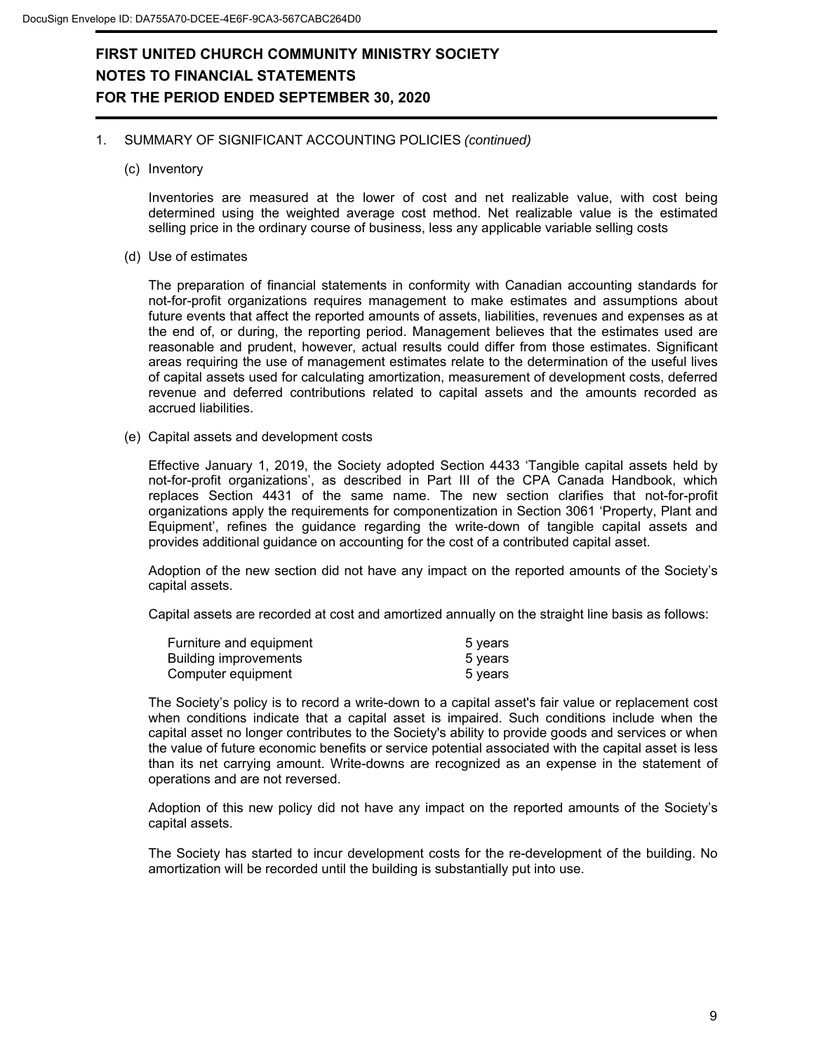# FIRST UNITED CHURCH COMMUNITY MINISTRY SOCIETY
## NOTES TO FINANCIAL STATEMENTS
## FOR THE PERIOD ENDED SEPTEMBER 30, 2020

1. SUMMARY OF SIGNIFICANT ACCOUNTING POLICIES *(continued)*

(c) Inventory

Inventories are measured at the lower of cost and net realizable value, with cost being determined using the weighted average cost method. Net realizable value is the estimated selling price in the ordinary course of business, less any applicable variable selling costs

(d) Use of estimates

The preparation of financial statements in conformity with Canadian accounting standards for not-for-profit organizations requires management to make estimates and assumptions about future events that affect the reported amounts of assets, liabilities, revenues and expenses as at the end of, or during, the reporting period. Management believes that the estimates used are reasonable and prudent, however, actual results could differ from those estimates. Significant areas requiring the use of management estimates relate to the determination of the useful lives of capital assets used for calculating amortization, measurement of development costs, deferred revenue and deferred contributions related to capital assets and the amounts recorded as accrued liabilities.

(e) Capital assets and development costs

Effective January 1, 2019, the Society adopted Section 4433 'Tangible capital assets held by not-for-profit organizations', as described in Part III of the CPA Canada Handbook, which replaces Section 4431 of the same name. The new section clarifies that not-for-profit organizations apply the requirements for componentization in Section 3061 'Property, Plant and Equipment', refines the guidance regarding the write-down of tangible capital assets and provides additional guidance on accounting for the cost of a contributed capital asset.

Adoption of the new section did not have any impact on the reported amounts of the Society's capital assets.

Capital assets are recorded at cost and amortized annually on the straight line basis as follows:

| | |
|---|---|
| Furniture and equipment | 5 years |
| Building improvements | 5 years |
| Computer equipment | 5 years |

The Society's policy is to record a write-down to a capital asset's fair value or replacement cost when conditions indicate that a capital asset is impaired. Such conditions include when the capital asset no longer contributes to the Society's ability to provide goods and services or when the value of future economic benefits or service potential associated with the capital asset is less than its net carrying amount. Write-downs are recognized as an expense in the statement of operations and are not reversed.

Adoption of this new policy did not have any impact on the reported amounts of the Society's capital assets.

The Society has started to incur development costs for the re-development of the building. No amortization will be recorded until the building is substantially put into use.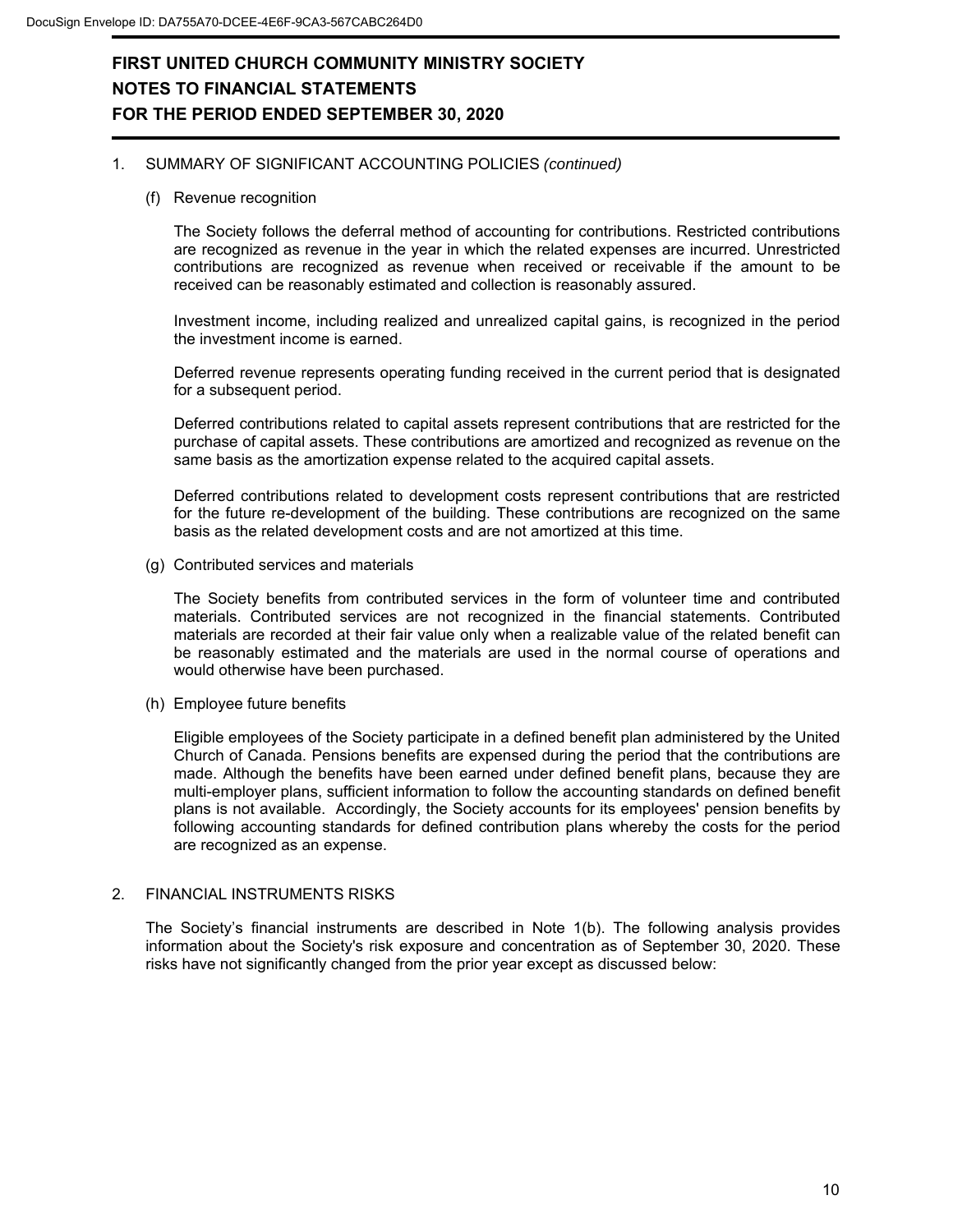# FIRST UNITED CHURCH COMMUNITY MINISTRY SOCIETY
# NOTES TO FINANCIAL STATEMENTS
# FOR THE PERIOD ENDED SEPTEMBER 30, 2020

1. SUMMARY OF SIGNIFICANT ACCOUNTING POLICIES *(continued)*

   (f) Revenue recognition

   The Society follows the deferral method of accounting for contributions. Restricted contributions are recognized as revenue in the year in which the related expenses are incurred. Unrestricted contributions are recognized as revenue when received or receivable if the amount to be received can be reasonably estimated and collection is reasonably assured.

   Investment income, including realized and unrealized capital gains, is recognized in the period the investment income is earned.

   Deferred revenue represents operating funding received in the current period that is designated for a subsequent period.

   Deferred contributions related to capital assets represent contributions that are restricted for the purchase of capital assets. These contributions are amortized and recognized as revenue on the same basis as the amortization expense related to the acquired capital assets.

   Deferred contributions related to development costs represent contributions that are restricted for the future re-development of the building. These contributions are recognized on the same basis as the related development costs and are not amortized at this time.

   (g) Contributed services and materials

   The Society benefits from contributed services in the form of volunteer time and contributed materials. Contributed services are not recognized in the financial statements. Contributed materials are recorded at their fair value only when a realizable value of the related benefit can be reasonably estimated and the materials are used in the normal course of operations and would otherwise have been purchased.

   (h) Employee future benefits

   Eligible employees of the Society participate in a defined benefit plan administered by the United Church of Canada. Pensions benefits are expensed during the period that the contributions are made. Although the benefits have been earned under defined benefit plans, because they are multi-employer plans, sufficient information to follow the accounting standards on defined benefit plans is not available. Accordingly, the Society accounts for its employees' pension benefits by following accounting standards for defined contribution plans whereby the costs for the period are recognized as an expense.

2. FINANCIAL INSTRUMENTS RISKS

   The Society's financial instruments are described in Note 1(b). The following analysis provides information about the Society's risk exposure and concentration as of September 30, 2020. These risks have not significantly changed from the prior year except as discussed below: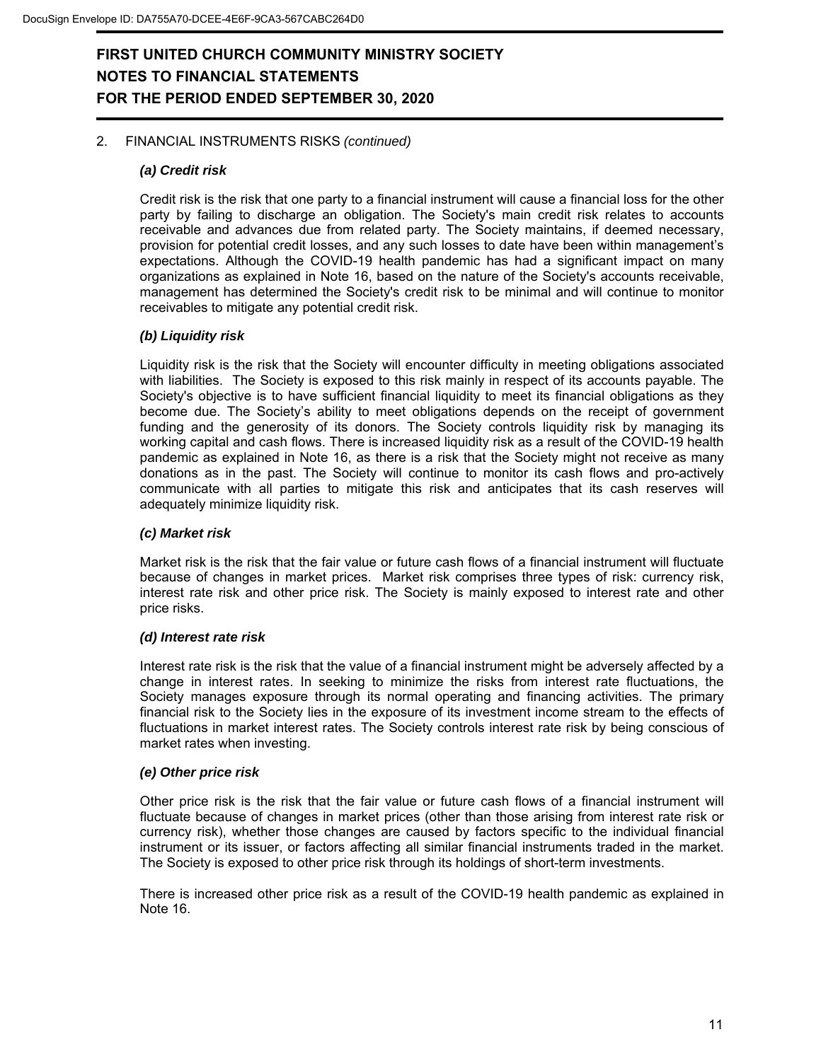# FIRST UNITED CHURCH COMMUNITY MINISTRY SOCIETY
# NOTES TO FINANCIAL STATEMENTS
# FOR THE PERIOD ENDED SEPTEMBER 30, 2020

2. FINANCIAL INSTRUMENTS RISKS *(continued)*

### *(a) Credit risk*

Credit risk is the risk that one party to a financial instrument will cause a financial loss for the other party by failing to discharge an obligation. The Society's main credit risk relates to accounts receivable and advances due from related party. The Society maintains, if deemed necessary, provision for potential credit losses, and any such losses to date have been within management's expectations. Although the COVID-19 health pandemic has had a significant impact on many organizations as explained in Note 16, based on the nature of the Society's accounts receivable, management has determined the Society's credit risk to be minimal and will continue to monitor receivables to mitigate any potential credit risk.

### *(b) Liquidity risk*

Liquidity risk is the risk that the Society will encounter difficulty in meeting obligations associated with liabilities. The Society is exposed to this risk mainly in respect of its accounts payable. The Society's objective is to have sufficient financial liquidity to meet its financial obligations as they become due. The Society's ability to meet obligations depends on the receipt of government funding and the generosity of its donors. The Society controls liquidity risk by managing its working capital and cash flows. There is increased liquidity risk as a result of the COVID-19 health pandemic as explained in Note 16, as there is a risk that the Society might not receive as many donations as in the past. The Society will continue to monitor its cash flows and pro-actively communicate with all parties to mitigate this risk and anticipates that its cash reserves will adequately minimize liquidity risk.

### *(c) Market risk*

Market risk is the risk that the fair value or future cash flows of a financial instrument will fluctuate because of changes in market prices. Market risk comprises three types of risk: currency risk, interest rate risk and other price risk. The Society is mainly exposed to interest rate and other price risks.

### *(d) Interest rate risk*

Interest rate risk is the risk that the value of a financial instrument might be adversely affected by a change in interest rates. In seeking to minimize the risks from interest rate fluctuations, the Society manages exposure through its normal operating and financing activities. The primary financial risk to the Society lies in the exposure of its investment income stream to the effects of fluctuations in market interest rates. The Society controls interest rate risk by being conscious of market rates when investing.

### *(e) Other price risk*

Other price risk is the risk that the fair value or future cash flows of a financial instrument will fluctuate because of changes in market prices (other than those arising from interest rate risk or currency risk), whether those changes are caused by factors specific to the individual financial instrument or its issuer, or factors affecting all similar financial instruments traded in the market. The Society is exposed to other price risk through its holdings of short-term investments.

There is increased other price risk as a result of the COVID-19 health pandemic as explained in Note 16.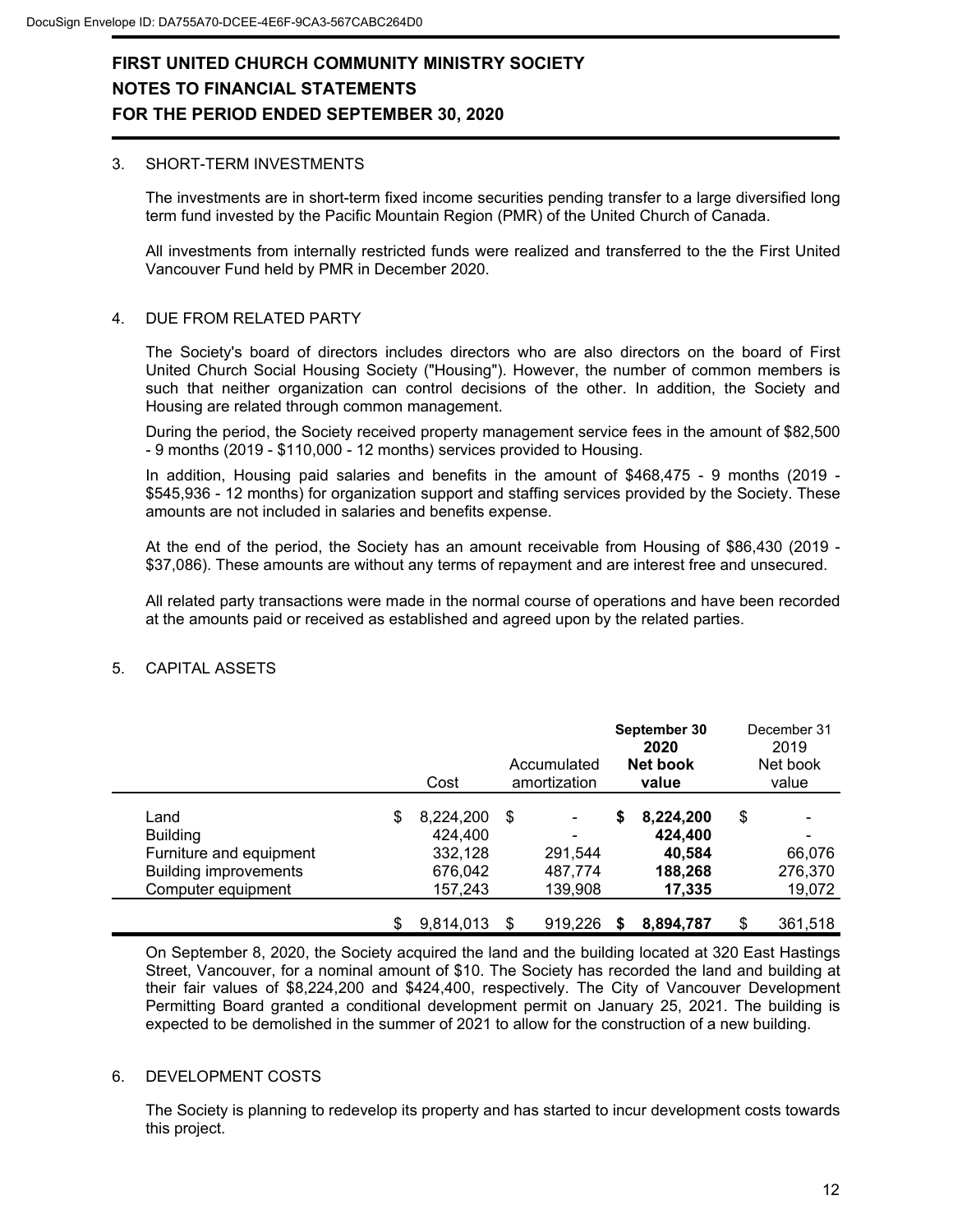# FIRST UNITED CHURCH COMMUNITY MINISTRY SOCIETY
## NOTES TO FINANCIAL STATEMENTS
## FOR THE PERIOD ENDED SEPTEMBER 30, 2020

3. SHORT-TERM INVESTMENTS

The investments are in short-term fixed income securities pending transfer to a large diversified long term fund invested by the Pacific Mountain Region (PMR) of the United Church of Canada.

All investments from internally restricted funds were realized and transferred to the the First United Vancouver Fund held by PMR in December 2020.

4. DUE FROM RELATED PARTY

The Society's board of directors includes directors who are also directors on the board of First United Church Social Housing Society ("Housing"). However, the number of common members is such that neither organization can control decisions of the other. In addition, the Society and Housing are related through common management.

During the period, the Society received property management service fees in the amount of $82,500 - 9 months (2019 - $110,000 - 12 months) services provided to Housing.

In addition, Housing paid salaries and benefits in the amount of $468,475 - 9 months (2019 - $545,936 - 12 months) for organization support and staffing services provided by the Society. These amounts are not included in salaries and benefits expense.

At the end of the period, the Society has an amount receivable from Housing of $86,430 (2019 - $37,086). These amounts are without any terms of repayment and are interest free and unsecured.

All related party transactions were made in the normal course of operations and have been recorded at the amounts paid or received as established and agreed upon by the related parties.

5. CAPITAL ASSETS

| | Cost | Accumulated amortization | **September 30 2020 Net book value** | December 31 2019 Net book value |
|---|---|---|---|---|
| Land | $ 8,224,200 | $ - | **$ 8,224,200** | $ - |
| Building | 424,400 | - | **424,400** | - |
| Furniture and equipment | 332,128 | 291,544 | **40,584** | 66,076 |
| Building improvements | 676,042 | 487,774 | **188,268** | 276,370 |
| Computer equipment | 157,243 | 139,908 | **17,335** | 19,072 |
| | $ 9,814,013 | $ 919,226 | **$ 8,894,787** | $ 361,518 |

On September 8, 2020, the Society acquired the land and the building located at 320 East Hastings Street, Vancouver, for a nominal amount of $10. The Society has recorded the land and building at their fair values of $8,224,200 and $424,400, respectively. The City of Vancouver Development Permitting Board granted a conditional development permit on January 25, 2021. The building is expected to be demolished in the summer of 2021 to allow for the construction of a new building.

6. DEVELOPMENT COSTS

The Society is planning to redevelop its property and has started to incur development costs towards this project.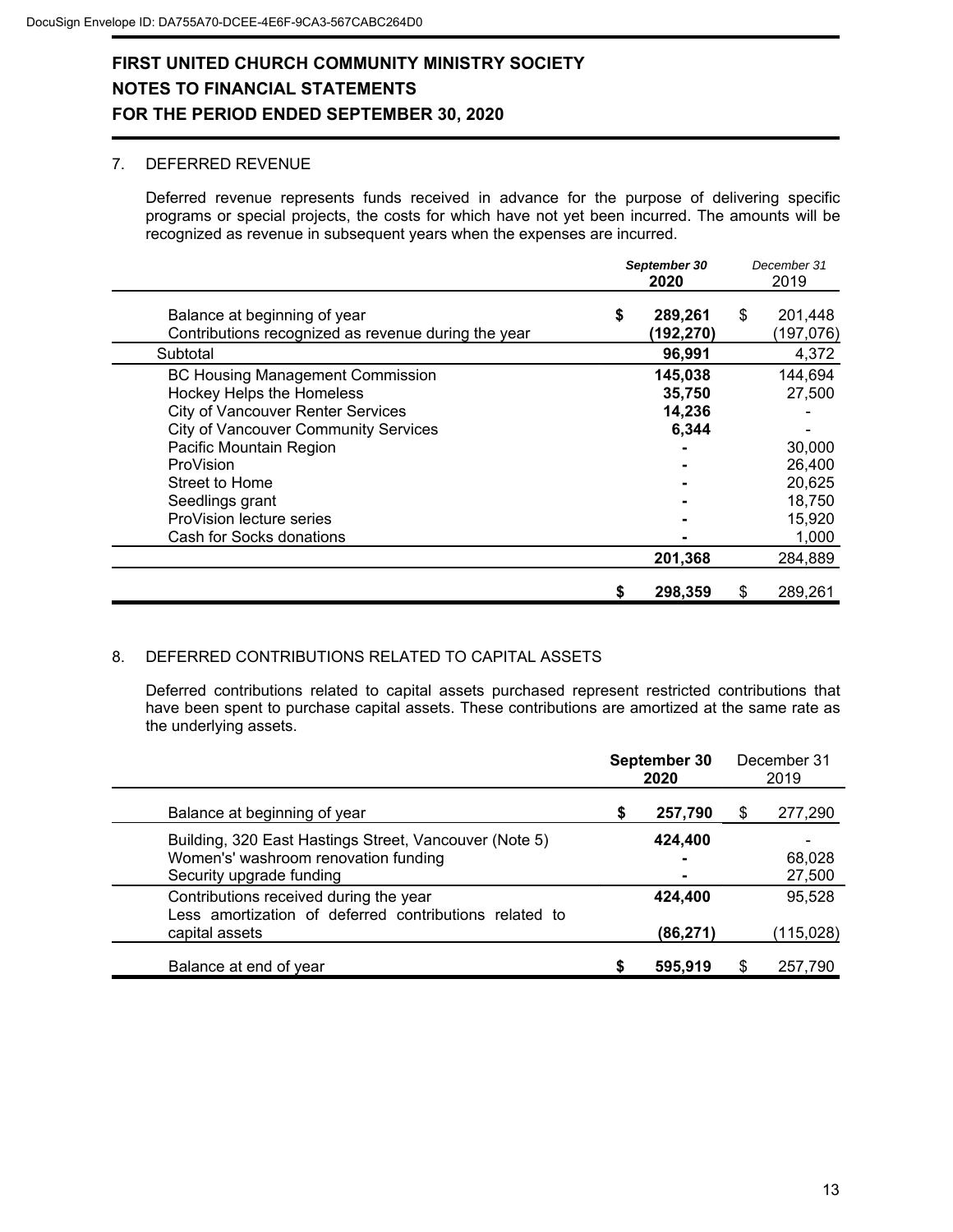DocuSign Envelope ID: DA755A70-DCEE-4E6F-9CA3-567CABC264D0

# FIRST UNITED CHURCH COMMUNITY MINISTRY SOCIETY
## NOTES TO FINANCIAL STATEMENTS
## FOR THE PERIOD ENDED SEPTEMBER 30, 2020

### 7. DEFERRED REVENUE

Deferred revenue represents funds received in advance for the purpose of delivering specific programs or special projects, the costs for which have not yet been incurred. The amounts will be recognized as revenue in subsequent years when the expenses are incurred.

| | September 30 2020 | December 31 2019 |
|---|---|---|
| Balance at beginning of year | $ 289,261 | $ 201,448 |
| Contributions recognized as revenue during the year | (192,270) | (197,076) |
| Subtotal | 96,991 | 4,372 |
| BC Housing Management Commission | 145,038 | 144,694 |
| Hockey Helps the Homeless | 35,750 | 27,500 |
| City of Vancouver Renter Services | 14,236 | - |
| City of Vancouver Community Services | 6,344 | - |
| Pacific Mountain Region | - | 30,000 |
| ProVision | - | 26,400 |
| Street to Home | - | 20,625 |
| Seedlings grant | - | 18,750 |
| ProVision lecture series | - | 15,920 |
| Cash for Socks donations | - | 1,000 |
| | 201,368 | 284,889 |
| | $ 298,359 | $ 289,261 |

### 8. DEFERRED CONTRIBUTIONS RELATED TO CAPITAL ASSETS

Deferred contributions related to capital assets purchased represent restricted contributions that have been spent to purchase capital assets. These contributions are amortized at the same rate as the underlying assets.

| | September 30 2020 | December 31 2019 |
|---|---|---|
| Balance at beginning of year | $ 257,790 | $ 277,290 |
| Building, 320 East Hastings Street, Vancouver (Note 5) | 424,400 | - |
| Women's' washroom renovation funding | - | 68,028 |
| Security upgrade funding | - | 27,500 |
| Contributions received during the year | 424,400 | 95,528 |
| Less amortization of deferred contributions related to capital assets | (86,271) | (115,028) |
| Balance at end of year | $ 595,919 | $ 257,790 |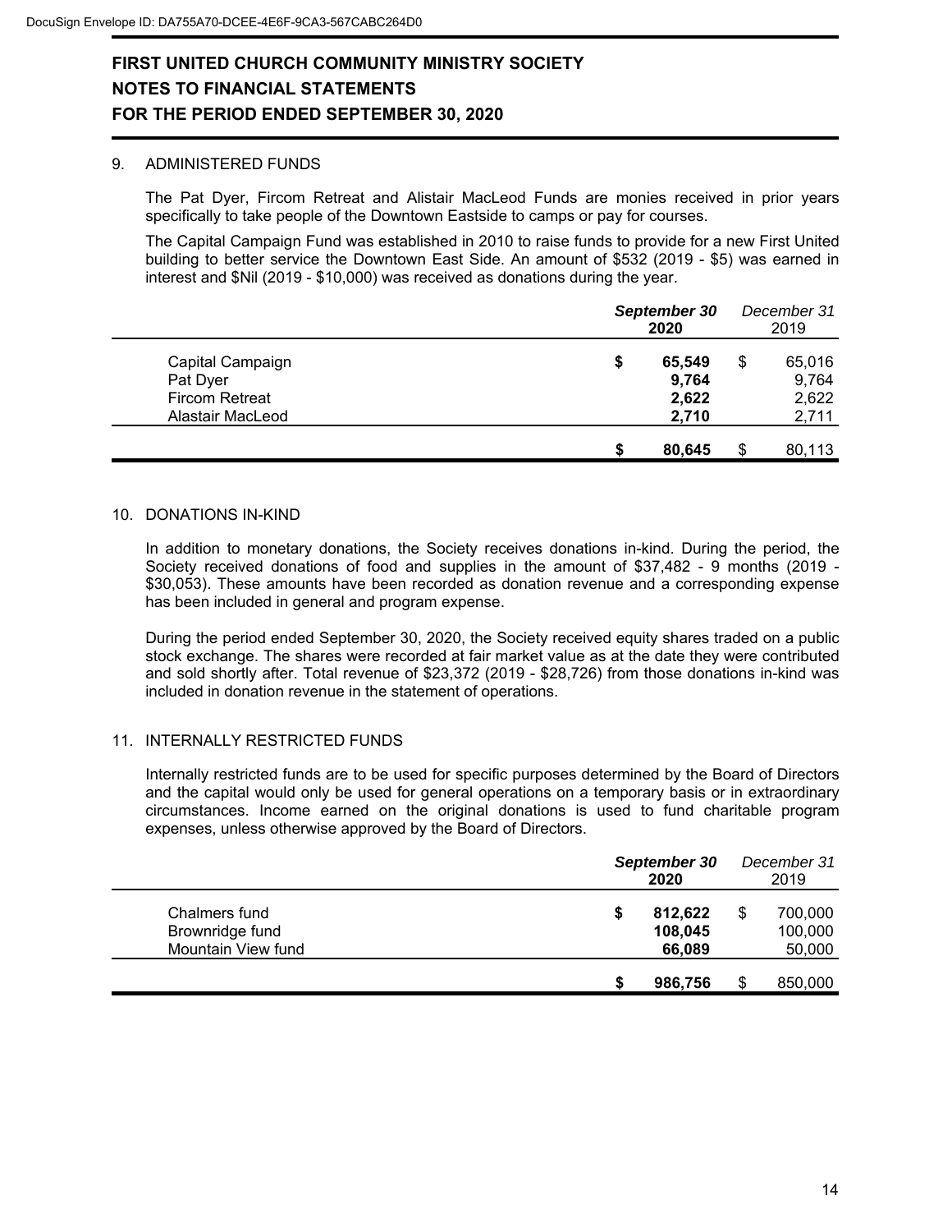# FIRST UNITED CHURCH COMMUNITY MINISTRY SOCIETY
# NOTES TO FINANCIAL STATEMENTS
# FOR THE PERIOD ENDED SEPTEMBER 30, 2020

## 9. ADMINISTERED FUNDS

The Pat Dyer, Fircom Retreat and Alistair MacLeod Funds are monies received in prior years specifically to take people of the Downtown Eastside to camps or pay for courses.

The Capital Campaign Fund was established in 2010 to raise funds to provide for a new First United building to better service the Downtown East Side. An amount of $532 (2019 - $5) was earned in interest and $Nil (2019 - $10,000) was received as donations during the year.

| | ***September 30 2020*** | *December 31 2019* |
|---|---|---|
| Capital Campaign | **$ 65,549** | $ 65,016 |
| Pat Dyer | **9,764** | 9,764 |
| Fircom Retreat | **2,622** | 2,622 |
| Alastair MacLeod | **2,710** | 2,711 |
| | **$ 80,645** | $ 80,113 |

## 10. DONATIONS IN-KIND

In addition to monetary donations, the Society receives donations in-kind. During the period, the Society received donations of food and supplies in the amount of $37,482 - 9 months (2019 - $30,053). These amounts have been recorded as donation revenue and a corresponding expense has been included in general and program expense.

During the period ended September 30, 2020, the Society received equity shares traded on a public stock exchange. The shares were recorded at fair market value as at the date they were contributed and sold shortly after. Total revenue of $23,372 (2019 - $28,726) from those donations in-kind was included in donation revenue in the statement of operations.

## 11. INTERNALLY RESTRICTED FUNDS

Internally restricted funds are to be used for specific purposes determined by the Board of Directors and the capital would only be used for general operations on a temporary basis or in extraordinary circumstances. Income earned on the original donations is used to fund charitable program expenses, unless otherwise approved by the Board of Directors.

| | ***September 30 2020*** | *December 31 2019* |
|---|---|---|
| Chalmers fund | **$ 812,622** | $ 700,000 |
| Brownridge fund | **108,045** | 100,000 |
| Mountain View fund | **66,089** | 50,000 |
| | **$ 986,756** | $ 850,000 |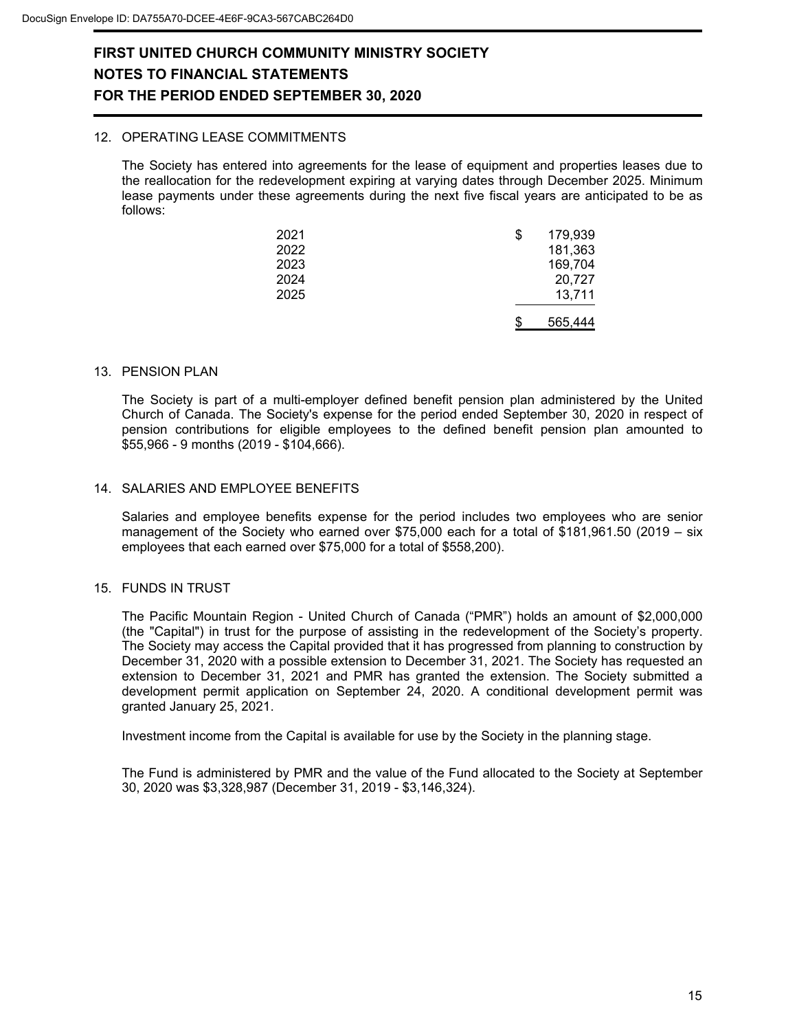# FIRST UNITED CHURCH COMMUNITY MINISTRY SOCIETY
## NOTES TO FINANCIAL STATEMENTS
## FOR THE PERIOD ENDED SEPTEMBER 30, 2020

12. OPERATING LEASE COMMITMENTS

The Society has entered into agreements for the lease of equipment and properties leases due to the reallocation for the redevelopment expiring at varying dates through December 2025. Minimum lease payments under these agreements during the next five fiscal years are anticipated to be as follows:

| | |
|---|---|
| 2021 | $ 179,939 |
| 2022 | 181,363 |
| 2023 | 169,704 |
| 2024 | 20,727 |
| 2025 | 13,711 |
| | $ 565,444 |

13. PENSION PLAN

The Society is part of a multi-employer defined benefit pension plan administered by the United Church of Canada. The Society's expense for the period ended September 30, 2020 in respect of pension contributions for eligible employees to the defined benefit pension plan amounted to $55,966 - 9 months (2019 - $104,666).

14. SALARIES AND EMPLOYEE BENEFITS

Salaries and employee benefits expense for the period includes two employees who are senior management of the Society who earned over $75,000 each for a total of $181,961.50 (2019 – six employees that each earned over $75,000 for a total of $558,200).

15. FUNDS IN TRUST

The Pacific Mountain Region - United Church of Canada ("PMR") holds an amount of $2,000,000 (the "Capital") in trust for the purpose of assisting in the redevelopment of the Society's property. The Society may access the Capital provided that it has progressed from planning to construction by December 31, 2020 with a possible extension to December 31, 2021. The Society has requested an extension to December 31, 2021 and PMR has granted the extension. The Society submitted a development permit application on September 24, 2020. A conditional development permit was granted January 25, 2021.

Investment income from the Capital is available for use by the Society in the planning stage.

The Fund is administered by PMR and the value of the Fund allocated to the Society at September 30, 2020 was $3,328,987 (December 31, 2019 - $3,146,324).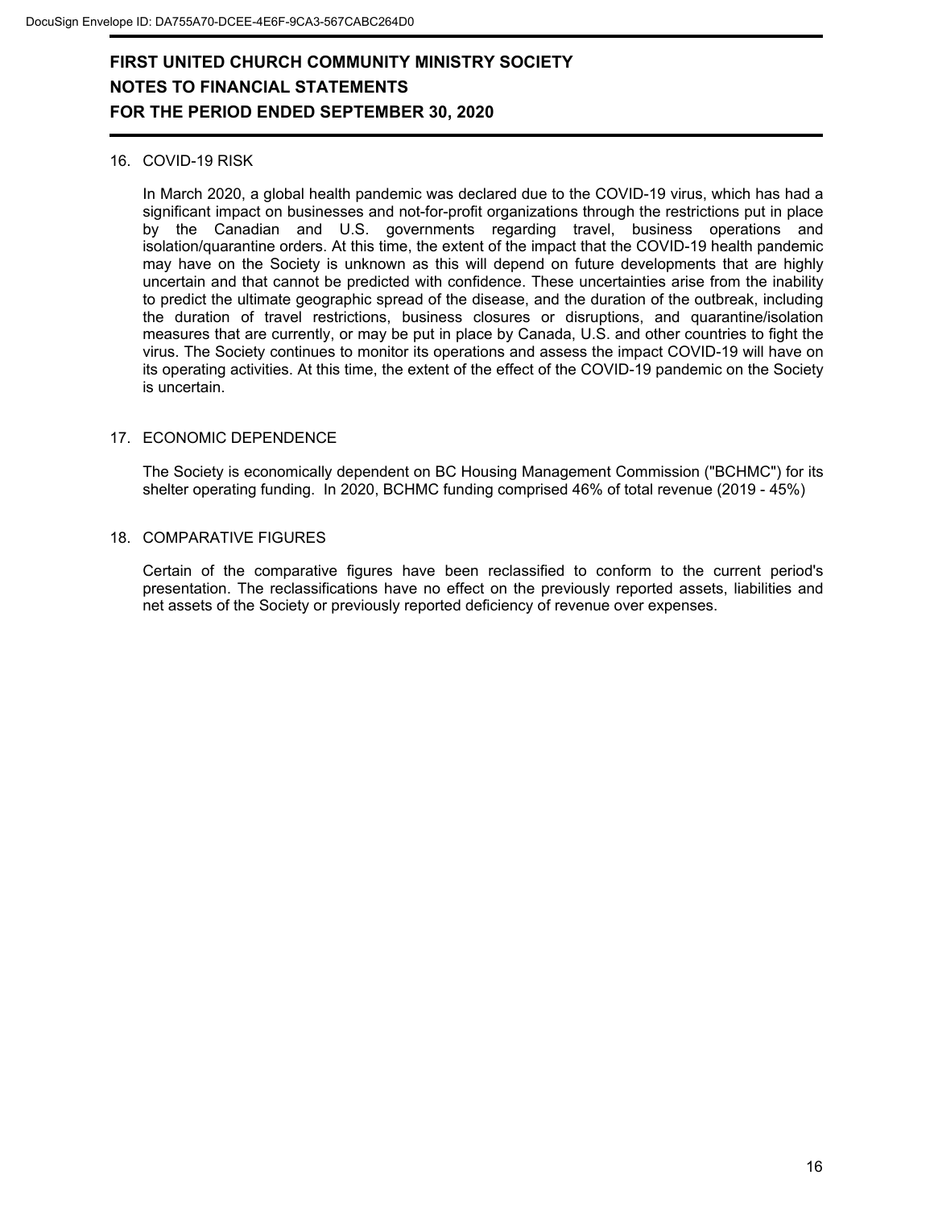# FIRST UNITED CHURCH COMMUNITY MINISTRY SOCIETY
## NOTES TO FINANCIAL STATEMENTS
## FOR THE PERIOD ENDED SEPTEMBER 30, 2020

16. COVID-19 RISK

In March 2020, a global health pandemic was declared due to the COVID-19 virus, which has had a significant impact on businesses and not-for-profit organizations through the restrictions put in place by the Canadian and U.S. governments regarding travel, business operations and isolation/quarantine orders. At this time, the extent of the impact that the COVID-19 health pandemic may have on the Society is unknown as this will depend on future developments that are highly uncertain and that cannot be predicted with confidence. These uncertainties arise from the inability to predict the ultimate geographic spread of the disease, and the duration of the outbreak, including the duration of travel restrictions, business closures or disruptions, and quarantine/isolation measures that are currently, or may be put in place by Canada, U.S. and other countries to fight the virus. The Society continues to monitor its operations and assess the impact COVID-19 will have on its operating activities. At this time, the extent of the effect of the COVID-19 pandemic on the Society is uncertain.

17. ECONOMIC DEPENDENCE

The Society is economically dependent on BC Housing Management Commission ("BCHMC") for its shelter operating funding. In 2020, BCHMC funding comprised 46% of total revenue (2019 - 45%)

18. COMPARATIVE FIGURES

Certain of the comparative figures have been reclassified to conform to the current period's presentation. The reclassifications have no effect on the previously reported assets, liabilities and net assets of the Society or previously reported deficiency of revenue over expenses.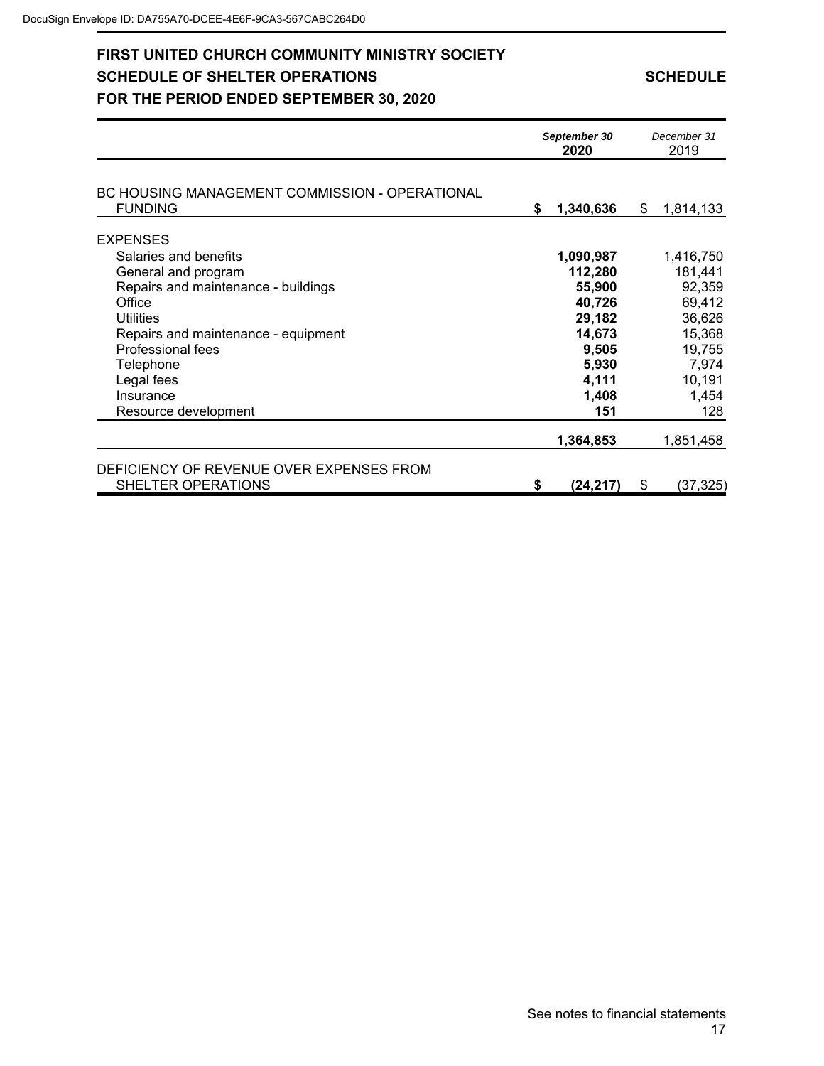# FIRST UNITED CHURCH COMMUNITY MINISTRY SOCIETY

## SCHEDULE OF SHELTER OPERATIONS

## FOR THE PERIOD ENDED SEPTEMBER 30, 2020

**SCHEDULE**

| | ***September 30* 2020** | *December 31* 2019 |
|---|---|---|
| BC HOUSING MANAGEMENT COMMISSION - OPERATIONAL FUNDING | **$ 1,340,636** | $ 1,814,133 |
| EXPENSES | | |
| Salaries and benefits | **1,090,987** | 1,416,750 |
| General and program | **112,280** | 181,441 |
| Repairs and maintenance - buildings | **55,900** | 92,359 |
| Office | **40,726** | 69,412 |
| Utilities | **29,182** | 36,626 |
| Repairs and maintenance - equipment | **14,673** | 15,368 |
| Professional fees | **9,505** | 19,755 |
| Telephone | **5,930** | 7,974 |
| Legal fees | **4,111** | 10,191 |
| Insurance | **1,408** | 1,454 |
| Resource development | **151** | 128 |
| | **1,364,853** | 1,851,458 |
| DEFICIENCY OF REVENUE OVER EXPENSES FROM SHELTER OPERATIONS | **$ (24,217)** | $ (37,325) |

See notes to financial statements